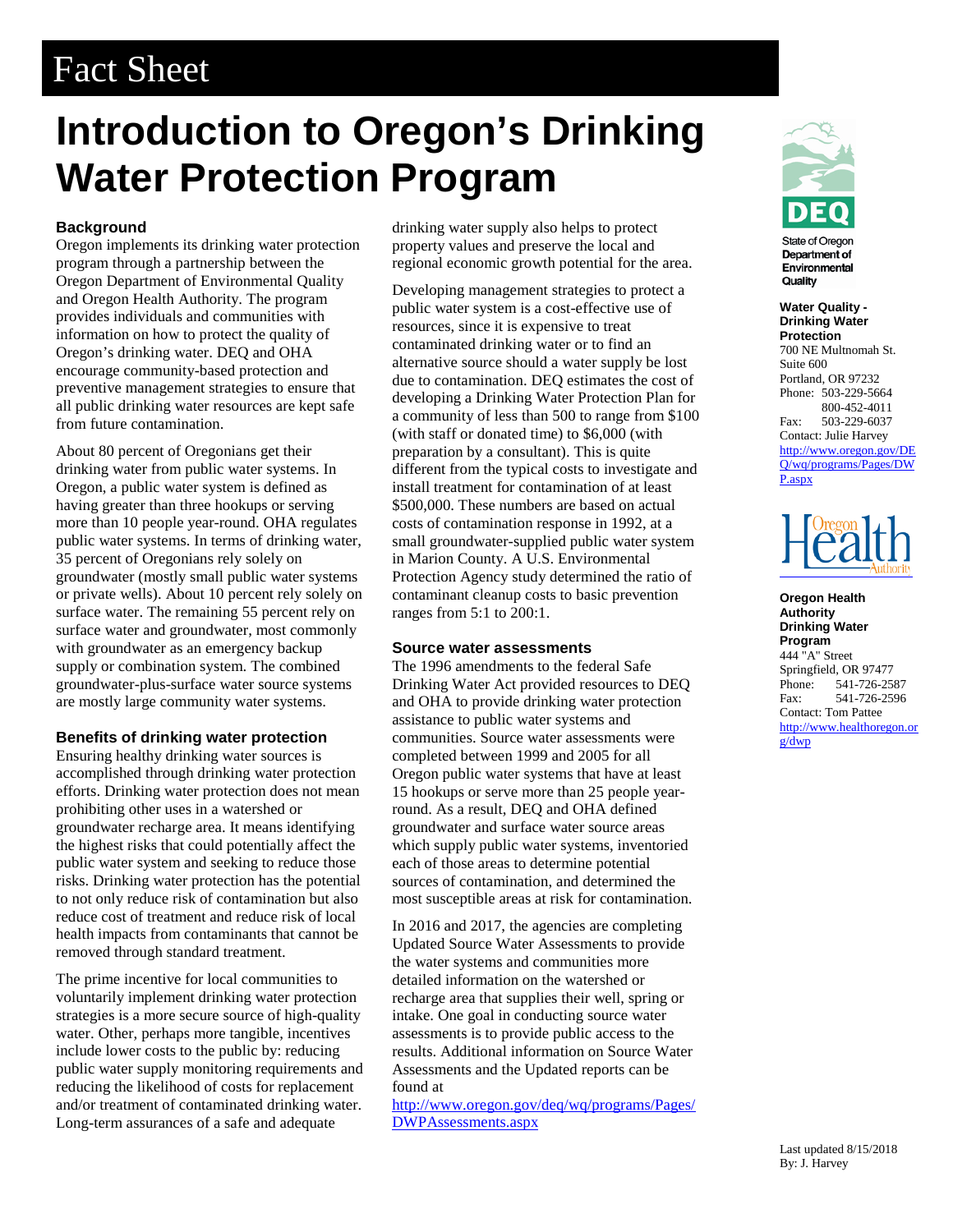# Fact Sheet

# Introduction to Oregon's Drinking Water Protection Program

## Background

Oregon implements its drinking water protection program through a partnership between the Oregon Department of Environmental Quality and Oregon Health Authority. The program provides individuals and communities with information on how to protect the quality of Oregon's drinking water. DEQ and OHA encourage community-based protection and preventive management strategies to ensure that all public drinking water resources are kept safe from future contamination.

About 80 percent of Oregonians get their drinking water from public water systems. In Oregon, a public water system is defined as having greater than three hookups or serving more than 10 people year-round. OHA regulates public water systems. In terms of drinking water, 35 percent of Oregonians rely solely on groundwater (mostly small public water systems or private wells). About 10 percent rely solely on surface water. The remaining 55 percent rely on surface water and groundwater, most commonly with groundwater as an emergency backup supply or combination system. The combined groundwater-plus-surface water source systems are mostly large community water systems.

## Benefits of drinking water protection

Ensuring healthy drinking water sources is accomplished through drinking water protection efforts. Drinking water protection does not mean prohibiting other uses in a watershed or groundwater recharge area. It means identifying the highest risks that could potentially affect the public water system and seeking to reduce those risks. Drinking water protection has the potential to not only reduce risk of contamination but also reduce cost of treatment and reduce risk of local health impacts from contaminants that cannot be removed through standard treatment.

The prime incentive for local communities to voluntarily implement drinking water protection strategies is a more secure source of high-quality water. Other, perhaps more tangible, incentives include lower costs to the public by: reducing public water supply monitoring requirements and reducing the likelihood of costs for replacement and/or treatment of contaminated drinking water. Long-term assurances of a safe and adequate drinking water supply also helps to protect property values and preserve the local and regional economic growth potential for the area.

Developing management strategies to protect a public water system is a cost-effective use of resources, since it is expensive to treat contaminated drinking water or to find an alternative source should a water supply be lost due to contamination. DEQ estimates the cost of developing a Drinking Water Protection Plan for a community of less than 500 to range from $100 (with staff or donated time) to $6,000 (with preparation by a consultant). This is quite different from the typical costs to investigate and install treatment for contamination of at least $500,000. These numbers are based on actual costs of contamination response in 1992, at a small groundwater-supplied public water system in Marion County. A U.S. Environmental Protection Agency study determined the ratio of contaminant cleanup costs to basic prevention ranges from 5:1 to 200:1.

## Source water assessments

The 1996 amendments to the federal Safe Drinking Water Act provided resources to DEQ and OHA to provide drinking water protection assistance to public water systems and communities. Source water assessments were completed between 1999 and 2005 for all Oregon public water systems that have at least 15 hookups or serve more than 25 people year-round. As a result, DEQ and OHA defined groundwater and surface water source areas which supply public water systems, inventoried each of those areas to determine potential sources of contamination, and determined the most susceptible areas at risk for contamination.

In 2016 and 2017, the agencies are completing Updated Source Water Assessments to provide the water systems and communities more detailed information on the watershed or recharge area that supplies their well, spring or intake. One goal in conducting source water assessments is to provide public access to the results. Additional information on Source Water Assessments and the Updated reports can be found at http://www.oregon.gov/deq/wq/programs/Pages/DWPAssessments.aspx

---

State of Oregon Department of Environmental Quality

**Water Quality - Drinking Water Protection**
700 NE Multnomah St.
Suite 600
Portland, OR 97232
Phone: 503-229-5664
800-452-4011
Fax: 503-229-6037
Contact: Julie Harvey
http://www.oregon.gov/DEQ/wq/programs/Pages/DWP.aspx

Oregon Health Authority

**Oregon Health Authority Drinking Water Program**
444 "A" Street
Springfield, OR 97477
Phone: 541-726-2587
Fax: 541-726-2596
Contact: Tom Pattee
http://www.healthoregon.org/dwp

Last updated 8/15/2018
By: J. Harvey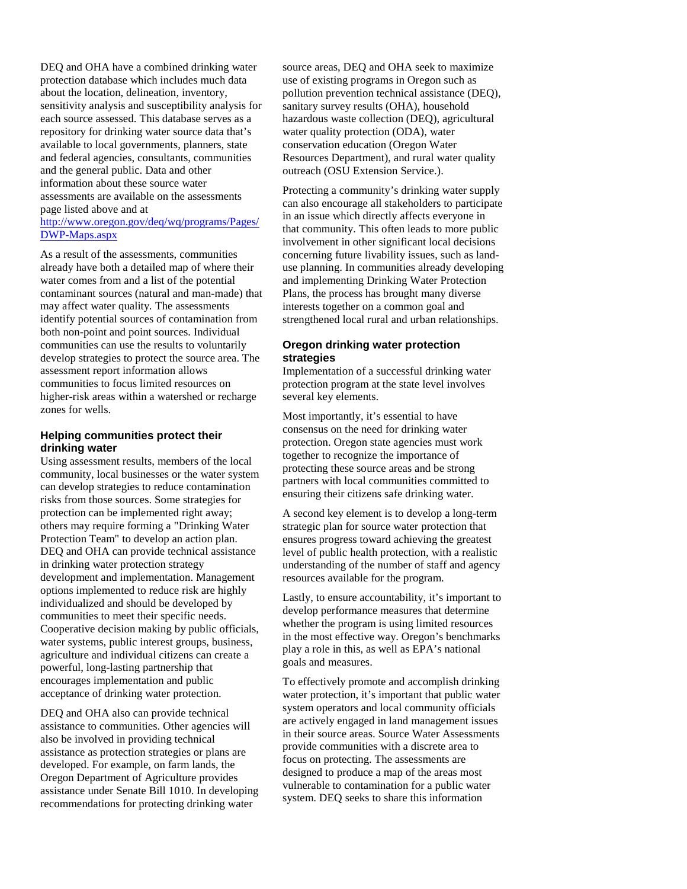DEQ and OHA have a combined drinking water protection database which includes much data about the location, delineation, inventory, sensitivity analysis and susceptibility analysis for each source assessed. This database serves as a repository for drinking water source data that's available to local governments, planners, state and federal agencies, consultants, communities and the general public. Data and other information about these source water assessments are available on the assessments page listed above and at http://www.oregon.gov/deq/wq/programs/Pages/DWP-Maps.aspx

As a result of the assessments, communities already have both a detailed map of where their water comes from and a list of the potential contaminant sources (natural and man-made) that may affect water quality. The assessments identify potential sources of contamination from both non-point and point sources. Individual communities can use the results to voluntarily develop strategies to protect the source area. The assessment report information allows communities to focus limited resources on higher-risk areas within a watershed or recharge zones for wells.

### Helping communities protect their drinking water

Using assessment results, members of the local community, local businesses or the water system can develop strategies to reduce contamination risks from those sources. Some strategies for protection can be implemented right away; others may require forming a "Drinking Water Protection Team" to develop an action plan. DEQ and OHA can provide technical assistance in drinking water protection strategy development and implementation. Management options implemented to reduce risk are highly individualized and should be developed by communities to meet their specific needs. Cooperative decision making by public officials, water systems, public interest groups, business, agriculture and individual citizens can create a powerful, long-lasting partnership that encourages implementation and public acceptance of drinking water protection.

DEQ and OHA also can provide technical assistance to communities. Other agencies will also be involved in providing technical assistance as protection strategies or plans are developed. For example, on farm lands, the Oregon Department of Agriculture provides assistance under Senate Bill 1010. In developing recommendations for protecting drinking water source areas, DEQ and OHA seek to maximize use of existing programs in Oregon such as pollution prevention technical assistance (DEQ), sanitary survey results (OHA), household hazardous waste collection (DEQ), agricultural water quality protection (ODA), water conservation education (Oregon Water Resources Department), and rural water quality outreach (OSU Extension Service.).

Protecting a community's drinking water supply can also encourage all stakeholders to participate in an issue which directly affects everyone in that community. This often leads to more public involvement in other significant local decisions concerning future livability issues, such as land-use planning. In communities already developing and implementing Drinking Water Protection Plans, the process has brought many diverse interests together on a common goal and strengthened local rural and urban relationships.

### Oregon drinking water protection strategies

Implementation of a successful drinking water protection program at the state level involves several key elements.

Most importantly, it's essential to have consensus on the need for drinking water protection. Oregon state agencies must work together to recognize the importance of protecting these source areas and be strong partners with local communities committed to ensuring their citizens safe drinking water.

A second key element is to develop a long-term strategic plan for source water protection that ensures progress toward achieving the greatest level of public health protection, with a realistic understanding of the number of staff and agency resources available for the program.

Lastly, to ensure accountability, it's important to develop performance measures that determine whether the program is using limited resources in the most effective way. Oregon's benchmarks play a role in this, as well as EPA's national goals and measures.

To effectively promote and accomplish drinking water protection, it's important that public water system operators and local community officials are actively engaged in land management issues in their source areas. Source Water Assessments provide communities with a discrete area to focus on protecting. The assessments are designed to produce a map of the areas most vulnerable to contamination for a public water system. DEQ seeks to share this information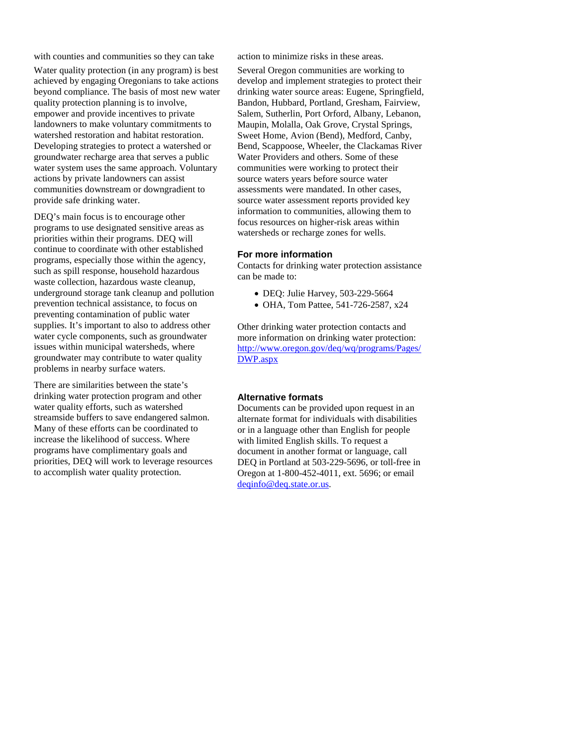with counties and communities so they can take action to minimize risks in these areas.

Water quality protection (in any program) is best achieved by engaging Oregonians to take actions beyond compliance. The basis of most new water quality protection planning is to involve, empower and provide incentives to private landowners to make voluntary commitments to watershed restoration and habitat restoration. Developing strategies to protect a watershed or groundwater recharge area that serves a public water system uses the same approach. Voluntary actions by private landowners can assist communities downstream or downgradient to provide safe drinking water.

DEQ's main focus is to encourage other programs to use designated sensitive areas as priorities within their programs. DEQ will continue to coordinate with other established programs, especially those within the agency, such as spill response, household hazardous waste collection, hazardous waste cleanup, underground storage tank cleanup and pollution prevention technical assistance, to focus on preventing contamination of public water supplies. It's important to also to address other water cycle components, such as groundwater issues within municipal watersheds, where groundwater may contribute to water quality problems in nearby surface waters.

There are similarities between the state's drinking water protection program and other water quality efforts, such as watershed streamside buffers to save endangered salmon. Many of these efforts can be coordinated to increase the likelihood of success. Where programs have complimentary goals and priorities, DEQ will work to leverage resources to accomplish water quality protection.

Several Oregon communities are working to develop and implement strategies to protect their drinking water source areas: Eugene, Springfield, Bandon, Hubbard, Portland, Gresham, Fairview, Salem, Sutherlin, Port Orford, Albany, Lebanon, Maupin, Molalla, Oak Grove, Crystal Springs, Sweet Home, Avion (Bend), Medford, Canby, Bend, Scappoose, Wheeler, the Clackamas River Water Providers and others. Some of these communities were working to protect their source waters years before source water assessments were mandated. In other cases, source water assessment reports provided key information to communities, allowing them to focus resources on higher-risk areas within watersheds or recharge zones for wells.

### For more information

Contacts for drinking water protection assistance can be made to:

- DEQ: Julie Harvey, 503-229-5664
- OHA, Tom Pattee, 541-726-2587, x24

Other drinking water protection contacts and more information on drinking water protection: http://www.oregon.gov/deq/wq/programs/Pages/DWP.aspx

### Alternative formats

Documents can be provided upon request in an alternate format for individuals with disabilities or in a language other than English for people with limited English skills. To request a document in another format or language, call DEQ in Portland at 503-229-5696, or toll-free in Oregon at 1-800-452-4011, ext. 5696; or email deqinfo@deq.state.or.us.